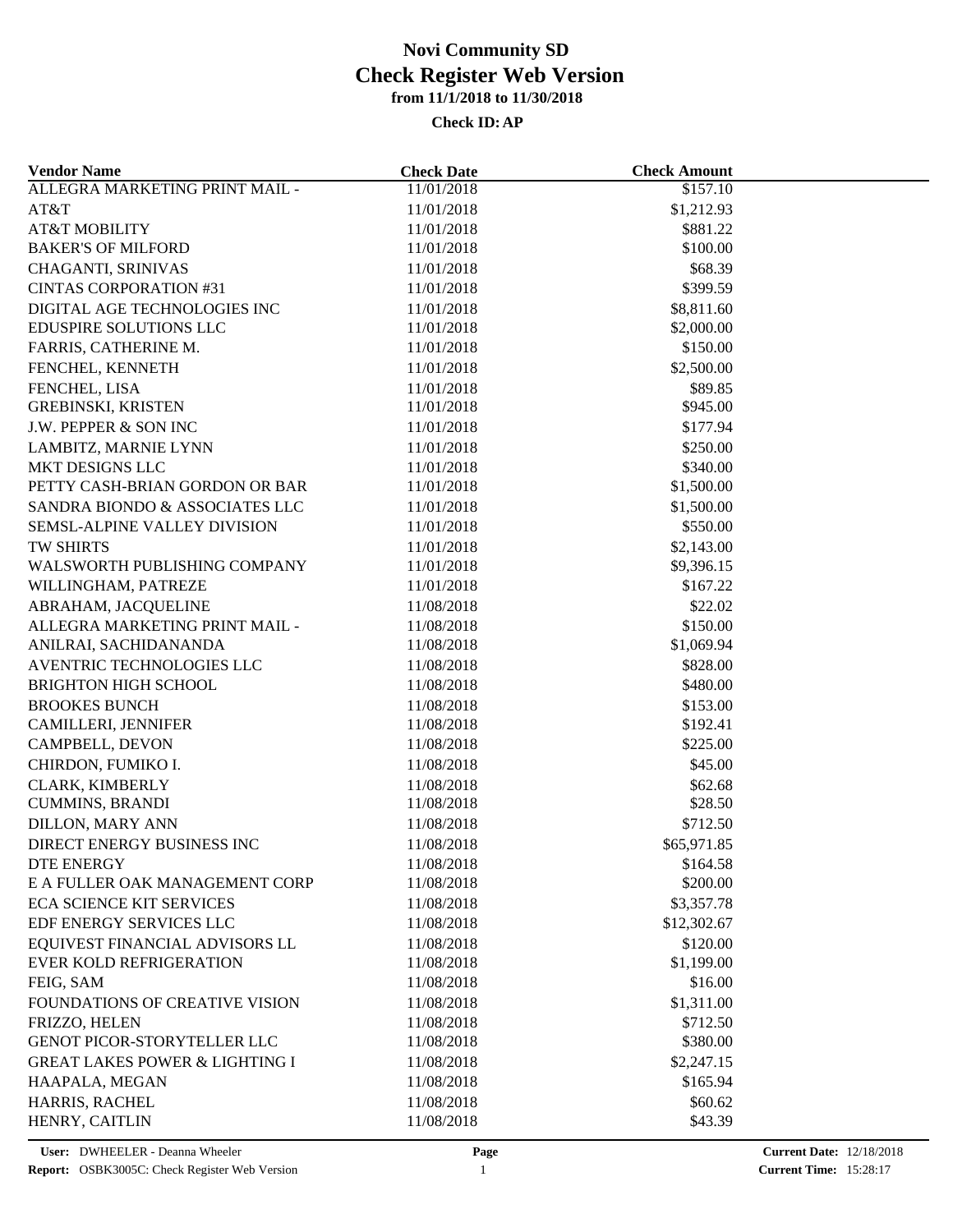# Novi Community SD
## Check Register Web Version
### from 11/1/2018 to 11/30/2018

**Check ID: AP**

| Vendor Name | Check Date | Check Amount |
|---|---|---|
| ALLEGRA MARKETING PRINT MAIL - | 11/01/2018 | $157.10 |
| AT&T | 11/01/2018 | $1,212.93 |
| AT&T MOBILITY | 11/01/2018 | $881.22 |
| BAKER'S OF MILFORD | 11/01/2018 | $100.00 |
| CHAGANTI, SRINIVAS | 11/01/2018 | $68.39 |
| CINTAS CORPORATION #31 | 11/01/2018 | $399.59 |
| DIGITAL AGE TECHNOLOGIES INC | 11/01/2018 | $8,811.60 |
| EDUSPIRE SOLUTIONS LLC | 11/01/2018 | $2,000.00 |
| FARRIS, CATHERINE M. | 11/01/2018 | $150.00 |
| FENCHEL, KENNETH | 11/01/2018 | $2,500.00 |
| FENCHEL, LISA | 11/01/2018 | $89.85 |
| GREBINSKI, KRISTEN | 11/01/2018 | $945.00 |
| J.W. PEPPER & SON INC | 11/01/2018 | $177.94 |
| LAMBITZ, MARNIE LYNN | 11/01/2018 | $250.00 |
| MKT DESIGNS LLC | 11/01/2018 | $340.00 |
| PETTY CASH-BRIAN GORDON OR BAR | 11/01/2018 | $1,500.00 |
| SANDRA BIONDO & ASSOCIATES LLC | 11/01/2018 | $1,500.00 |
| SEMSL-ALPINE VALLEY DIVISION | 11/01/2018 | $550.00 |
| TW SHIRTS | 11/01/2018 | $2,143.00 |
| WALSWORTH PUBLISHING COMPANY | 11/01/2018 | $9,396.15 |
| WILLINGHAM, PATREZE | 11/01/2018 | $167.22 |
| ABRAHAM, JACQUELINE | 11/08/2018 | $22.02 |
| ALLEGRA MARKETING PRINT MAIL - | 11/08/2018 | $150.00 |
| ANILRAI, SACHIDANANDA | 11/08/2018 | $1,069.94 |
| AVENTRIC TECHNOLOGIES LLC | 11/08/2018 | $828.00 |
| BRIGHTON HIGH SCHOOL | 11/08/2018 | $480.00 |
| BROOKES BUNCH | 11/08/2018 | $153.00 |
| CAMILLERI, JENNIFER | 11/08/2018 | $192.41 |
| CAMPBELL, DEVON | 11/08/2018 | $225.00 |
| CHIRDON, FUMIKO I. | 11/08/2018 | $45.00 |
| CLARK, KIMBERLY | 11/08/2018 | $62.68 |
| CUMMINS, BRANDI | 11/08/2018 | $28.50 |
| DILLON, MARY ANN | 11/08/2018 | $712.50 |
| DIRECT ENERGY BUSINESS INC | 11/08/2018 | $65,971.85 |
| DTE ENERGY | 11/08/2018 | $164.58 |
| E A FULLER OAK MANAGEMENT CORP | 11/08/2018 | $200.00 |
| ECA SCIENCE KIT SERVICES | 11/08/2018 | $3,357.78 |
| EDF ENERGY SERVICES LLC | 11/08/2018 | $12,302.67 |
| EQUIVEST FINANCIAL ADVISORS LL | 11/08/2018 | $120.00 |
| EVER KOLD REFRIGERATION | 11/08/2018 | $1,199.00 |
| FEIG, SAM | 11/08/2018 | $16.00 |
| FOUNDATIONS OF CREATIVE VISION | 11/08/2018 | $1,311.00 |
| FRIZZO, HELEN | 11/08/2018 | $712.50 |
| GENOT PICOR-STORYTELLER LLC | 11/08/2018 | $380.00 |
| GREAT LAKES POWER & LIGHTING I | 11/08/2018 | $2,247.15 |
| HAAPALA, MEGAN | 11/08/2018 | $165.94 |
| HARRIS, RACHEL | 11/08/2018 | $60.62 |
| HENRY, CAITLIN | 11/08/2018 | $43.39 |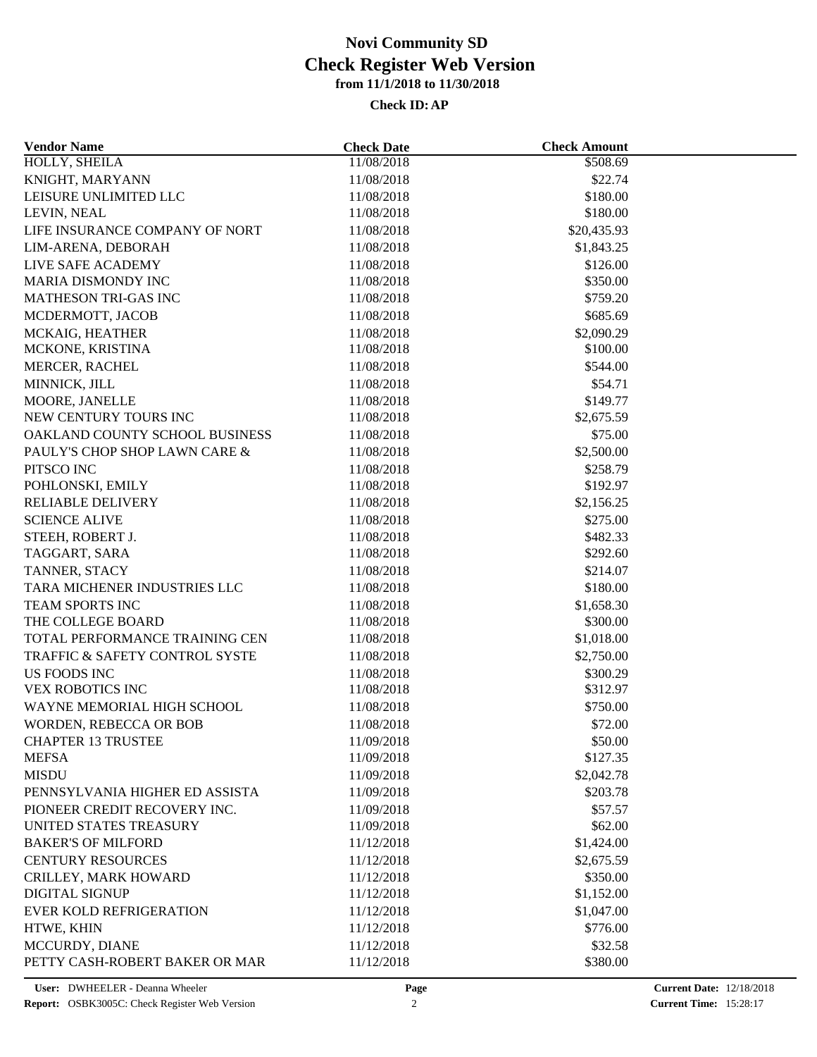# Novi Community SD
## Check Register Web Version
### from 11/1/2018 to 11/30/2018

**Check ID: AP**

| Vendor Name | Check Date | Check Amount |
|---|---|---|
| HOLLY, SHEILA | 11/08/2018 | $508.69 |
| KNIGHT, MARYANN | 11/08/2018 | $22.74 |
| LEISURE UNLIMITED LLC | 11/08/2018 | $180.00 |
| LEVIN, NEAL | 11/08/2018 | $180.00 |
| LIFE INSURANCE COMPANY OF NORT | 11/08/2018 | $20,435.93 |
| LIM-ARENA, DEBORAH | 11/08/2018 | $1,843.25 |
| LIVE SAFE ACADEMY | 11/08/2018 | $126.00 |
| MARIA DISMONDY INC | 11/08/2018 | $350.00 |
| MATHESON TRI-GAS INC | 11/08/2018 | $759.20 |
| MCDERMOTT, JACOB | 11/08/2018 | $685.69 |
| MCKAIG, HEATHER | 11/08/2018 | $2,090.29 |
| MCKONE, KRISTINA | 11/08/2018 | $100.00 |
| MERCER, RACHEL | 11/08/2018 | $544.00 |
| MINNICK, JILL | 11/08/2018 | $54.71 |
| MOORE, JANELLE | 11/08/2018 | $149.77 |
| NEW CENTURY TOURS INC | 11/08/2018 | $2,675.59 |
| OAKLAND COUNTY SCHOOL BUSINESS | 11/08/2018 | $75.00 |
| PAULY'S CHOP SHOP LAWN CARE & | 11/08/2018 | $2,500.00 |
| PITSCO INC | 11/08/2018 | $258.79 |
| POHLONSKI, EMILY | 11/08/2018 | $192.97 |
| RELIABLE DELIVERY | 11/08/2018 | $2,156.25 |
| SCIENCE ALIVE | 11/08/2018 | $275.00 |
| STEEH, ROBERT J. | 11/08/2018 | $482.33 |
| TAGGART, SARA | 11/08/2018 | $292.60 |
| TANNER, STACY | 11/08/2018 | $214.07 |
| TARA MICHENER INDUSTRIES LLC | 11/08/2018 | $180.00 |
| TEAM SPORTS INC | 11/08/2018 | $1,658.30 |
| THE COLLEGE BOARD | 11/08/2018 | $300.00 |
| TOTAL PERFORMANCE TRAINING CEN | 11/08/2018 | $1,018.00 |
| TRAFFIC & SAFETY CONTROL SYSTE | 11/08/2018 | $2,750.00 |
| US FOODS INC | 11/08/2018 | $300.29 |
| VEX ROBOTICS INC | 11/08/2018 | $312.97 |
| WAYNE MEMORIAL HIGH SCHOOL | 11/08/2018 | $750.00 |
| WORDEN, REBECCA OR BOB | 11/08/2018 | $72.00 |
| CHAPTER 13 TRUSTEE | 11/09/2018 | $50.00 |
| MEFSA | 11/09/2018 | $127.35 |
| MISDU | 11/09/2018 | $2,042.78 |
| PENNSYLVANIA HIGHER ED ASSISTA | 11/09/2018 | $203.78 |
| PIONEER CREDIT RECOVERY INC. | 11/09/2018 | $57.57 |
| UNITED STATES TREASURY | 11/09/2018 | $62.00 |
| BAKER'S OF MILFORD | 11/12/2018 | $1,424.00 |
| CENTURY RESOURCES | 11/12/2018 | $2,675.59 |
| CRILLEY, MARK HOWARD | 11/12/2018 | $350.00 |
| DIGITAL SIGNUP | 11/12/2018 | $1,152.00 |
| EVER KOLD REFRIGERATION | 11/12/2018 | $1,047.00 |
| HTWE, KHIN | 11/12/2018 | $776.00 |
| MCCURDY, DIANE | 11/12/2018 | $32.58 |
| PETTY CASH-ROBERT BAKER OR MAR | 11/12/2018 | $380.00 |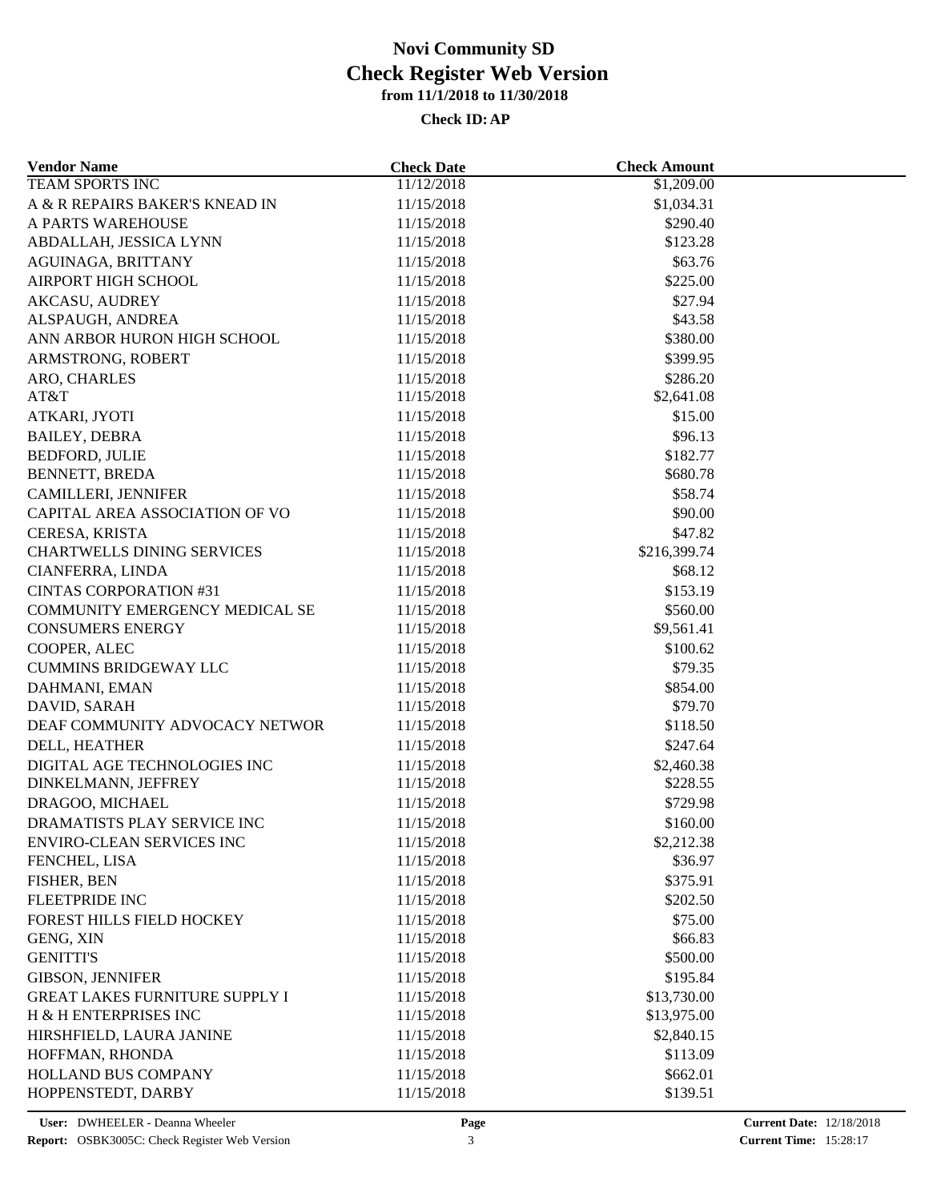# Novi Community SD
# Check Register Web Version
## from 11/1/2018 to 11/30/2018

**Check ID: AP**

| Vendor Name | Check Date | Check Amount |
|---|---|---|
| TEAM SPORTS INC | 11/12/2018 | $1,209.00 |
| A & R REPAIRS BAKER'S KNEAD IN | 11/15/2018 | $1,034.31 |
| A PARTS WAREHOUSE | 11/15/2018 | $290.40 |
| ABDALLAH, JESSICA LYNN | 11/15/2018 | $123.28 |
| AGUINAGA, BRITTANY | 11/15/2018 | $63.76 |
| AIRPORT HIGH SCHOOL | 11/15/2018 | $225.00 |
| AKCASU, AUDREY | 11/15/2018 | $27.94 |
| ALSPAUGH, ANDREA | 11/15/2018 | $43.58 |
| ANN ARBOR HURON HIGH SCHOOL | 11/15/2018 | $380.00 |
| ARMSTRONG, ROBERT | 11/15/2018 | $399.95 |
| ARO, CHARLES | 11/15/2018 | $286.20 |
| AT&T | 11/15/2018 | $2,641.08 |
| ATKARI, JYOTI | 11/15/2018 | $15.00 |
| BAILEY, DEBRA | 11/15/2018 | $96.13 |
| BEDFORD, JULIE | 11/15/2018 | $182.77 |
| BENNETT, BREDA | 11/15/2018 | $680.78 |
| CAMILLERI, JENNIFER | 11/15/2018 | $58.74 |
| CAPITAL AREA ASSOCIATION OF VO | 11/15/2018 | $90.00 |
| CERESA, KRISTA | 11/15/2018 | $47.82 |
| CHARTWELLS DINING SERVICES | 11/15/2018 | $216,399.74 |
| CIANFERRA, LINDA | 11/15/2018 | $68.12 |
| CINTAS CORPORATION #31 | 11/15/2018 | $153.19 |
| COMMUNITY EMERGENCY MEDICAL SE | 11/15/2018 | $560.00 |
| CONSUMERS ENERGY | 11/15/2018 | $9,561.41 |
| COOPER, ALEC | 11/15/2018 | $100.62 |
| CUMMINS BRIDGEWAY LLC | 11/15/2018 | $79.35 |
| DAHMANI, EMAN | 11/15/2018 | $854.00 |
| DAVID, SARAH | 11/15/2018 | $79.70 |
| DEAF COMMUNITY ADVOCACY NETWOR | 11/15/2018 | $118.50 |
| DELL, HEATHER | 11/15/2018 | $247.64 |
| DIGITAL AGE TECHNOLOGIES INC | 11/15/2018 | $2,460.38 |
| DINKELMANN, JEFFREY | 11/15/2018 | $228.55 |
| DRAGOO, MICHAEL | 11/15/2018 | $729.98 |
| DRAMATISTS PLAY SERVICE INC | 11/15/2018 | $160.00 |
| ENVIRO-CLEAN SERVICES INC | 11/15/2018 | $2,212.38 |
| FENCHEL, LISA | 11/15/2018 | $36.97 |
| FISHER, BEN | 11/15/2018 | $375.91 |
| FLEETPRIDE INC | 11/15/2018 | $202.50 |
| FOREST HILLS FIELD HOCKEY | 11/15/2018 | $75.00 |
| GENG, XIN | 11/15/2018 | $66.83 |
| GENITTI'S | 11/15/2018 | $500.00 |
| GIBSON, JENNIFER | 11/15/2018 | $195.84 |
| GREAT LAKES FURNITURE SUPPLY I | 11/15/2018 | $13,730.00 |
| H & H ENTERPRISES INC | 11/15/2018 | $13,975.00 |
| HIRSHFIELD, LAURA JANINE | 11/15/2018 | $2,840.15 |
| HOFFMAN, RHONDA | 11/15/2018 | $113.09 |
| HOLLAND BUS COMPANY | 11/15/2018 | $662.01 |
| HOPPENSTEDT, DARBY | 11/15/2018 | $139.51 |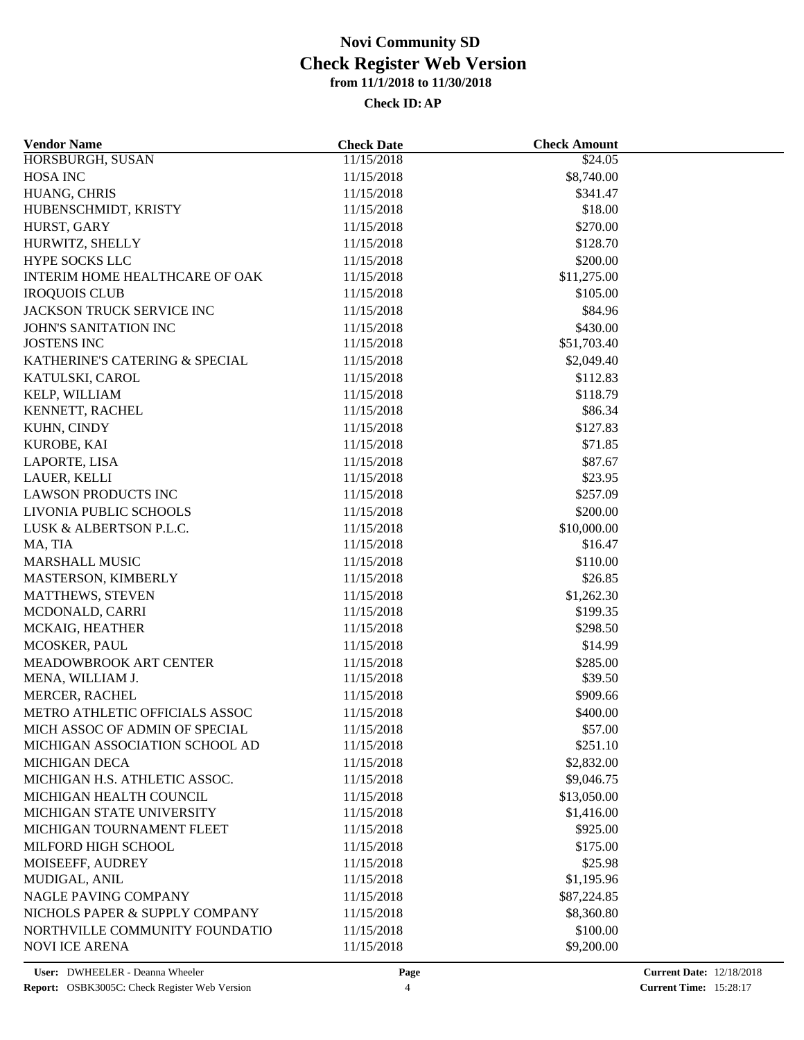# Novi Community SD
## Check Register Web Version
### from 11/1/2018 to 11/30/2018

**Check ID: AP**

| Vendor Name | Check Date | Check Amount |
|---|---|---|
| HORSBURGH, SUSAN | 11/15/2018 | $24.05 |
| HOSA INC | 11/15/2018 | $8,740.00 |
| HUANG, CHRIS | 11/15/2018 | $341.47 |
| HUBENSCHMIDT, KRISTY | 11/15/2018 | $18.00 |
| HURST, GARY | 11/15/2018 | $270.00 |
| HURWITZ, SHELLY | 11/15/2018 | $128.70 |
| HYPE SOCKS LLC | 11/15/2018 | $200.00 |
| INTERIM HOME HEALTHCARE OF OAK | 11/15/2018 | $11,275.00 |
| IROQUOIS CLUB | 11/15/2018 | $105.00 |
| JACKSON TRUCK SERVICE INC | 11/15/2018 | $84.96 |
| JOHN'S SANITATION INC | 11/15/2018 | $430.00 |
| JOSTENS INC | 11/15/2018 | $51,703.40 |
| KATHERINE'S CATERING & SPECIAL | 11/15/2018 | $2,049.40 |
| KATULSKI, CAROL | 11/15/2018 | $112.83 |
| KELP, WILLIAM | 11/15/2018 | $118.79 |
| KENNETT, RACHEL | 11/15/2018 | $86.34 |
| KUHN, CINDY | 11/15/2018 | $127.83 |
| KUROBE, KAI | 11/15/2018 | $71.85 |
| LAPORTE, LISA | 11/15/2018 | $87.67 |
| LAUER, KELLI | 11/15/2018 | $23.95 |
| LAWSON PRODUCTS INC | 11/15/2018 | $257.09 |
| LIVONIA PUBLIC SCHOOLS | 11/15/2018 | $200.00 |
| LUSK & ALBERTSON P.L.C. | 11/15/2018 | $10,000.00 |
| MA, TIA | 11/15/2018 | $16.47 |
| MARSHALL MUSIC | 11/15/2018 | $110.00 |
| MASTERSON, KIMBERLY | 11/15/2018 | $26.85 |
| MATTHEWS, STEVEN | 11/15/2018 | $1,262.30 |
| MCDONALD, CARRI | 11/15/2018 | $199.35 |
| MCKAIG, HEATHER | 11/15/2018 | $298.50 |
| MCOSKER, PAUL | 11/15/2018 | $14.99 |
| MEADOWBROOK ART CENTER | 11/15/2018 | $285.00 |
| MENA, WILLIAM J. | 11/15/2018 | $39.50 |
| MERCER, RACHEL | 11/15/2018 | $909.66 |
| METRO ATHLETIC OFFICIALS ASSOC | 11/15/2018 | $400.00 |
| MICH ASSOC OF ADMIN OF SPECIAL | 11/15/2018 | $57.00 |
| MICHIGAN ASSOCIATION SCHOOL AD | 11/15/2018 | $251.10 |
| MICHIGAN DECA | 11/15/2018 | $2,832.00 |
| MICHIGAN H.S. ATHLETIC ASSOC. | 11/15/2018 | $9,046.75 |
| MICHIGAN HEALTH COUNCIL | 11/15/2018 | $13,050.00 |
| MICHIGAN STATE UNIVERSITY | 11/15/2018 | $1,416.00 |
| MICHIGAN TOURNAMENT FLEET | 11/15/2018 | $925.00 |
| MILFORD HIGH SCHOOL | 11/15/2018 | $175.00 |
| MOISEEFF, AUDREY | 11/15/2018 | $25.98 |
| MUDIGAL, ANIL | 11/15/2018 | $1,195.96 |
| NAGLE PAVING COMPANY | 11/15/2018 | $87,224.85 |
| NICHOLS PAPER & SUPPLY COMPANY | 11/15/2018 | $8,360.80 |
| NORTHVILLE COMMUNITY FOUNDATIO | 11/15/2018 | $100.00 |
| NOVI ICE ARENA | 11/15/2018 | $9,200.00 |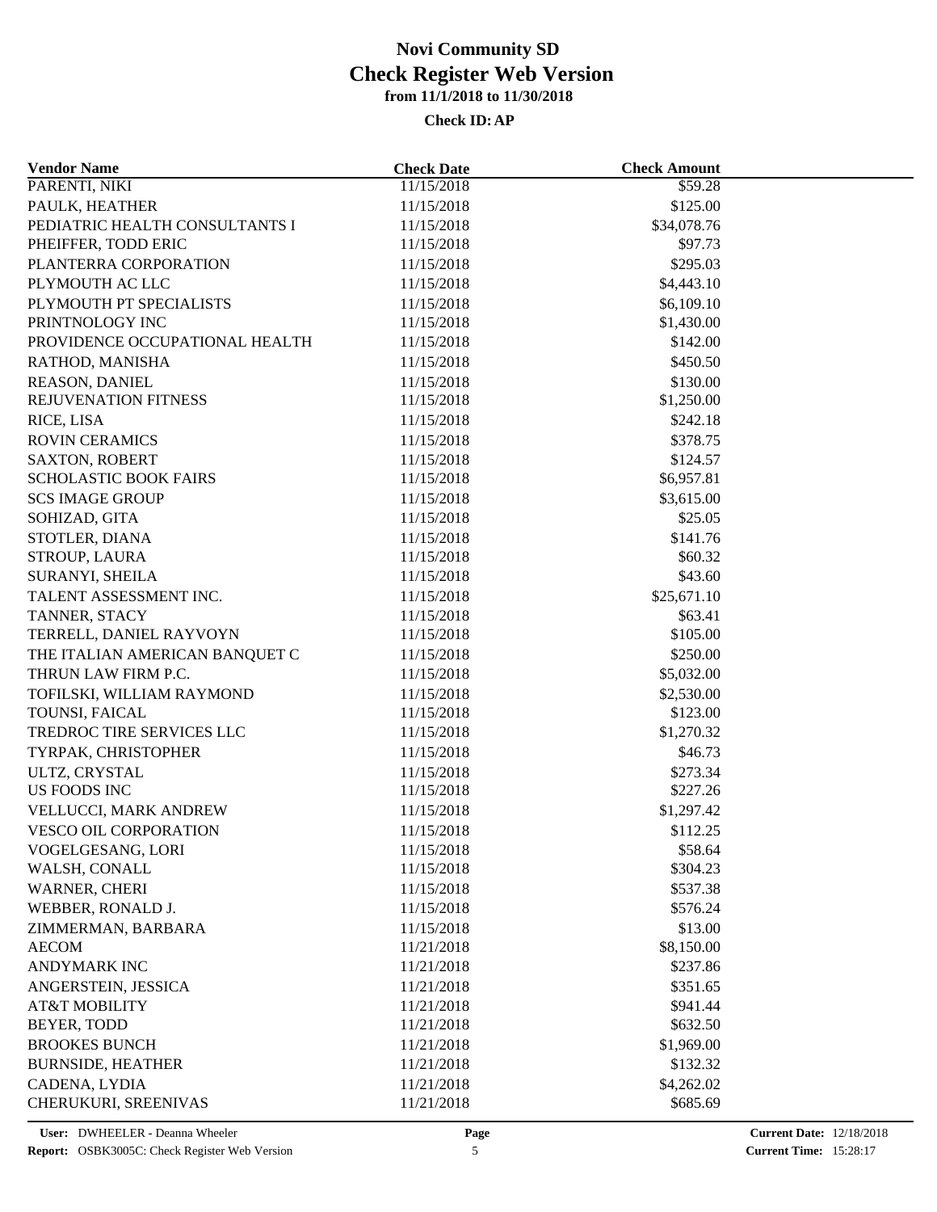# Novi Community SD
## Check Register Web Version
### from 11/1/2018 to 11/30/2018

**Check ID: AP**

| Vendor Name | Check Date | Check Amount |
|---|---|---|
| PARENTI, NIKI | 11/15/2018 | $59.28 |
| PAULK, HEATHER | 11/15/2018 | $125.00 |
| PEDIATRIC HEALTH CONSULTANTS I | 11/15/2018 | $34,078.76 |
| PHEIFFER, TODD ERIC | 11/15/2018 | $97.73 |
| PLANTERRA CORPORATION | 11/15/2018 | $295.03 |
| PLYMOUTH AC LLC | 11/15/2018 | $4,443.10 |
| PLYMOUTH PT SPECIALISTS | 11/15/2018 | $6,109.10 |
| PRINTNOLOGY INC | 11/15/2018 | $1,430.00 |
| PROVIDENCE OCCUPATIONAL HEALTH | 11/15/2018 | $142.00 |
| RATHOD, MANISHA | 11/15/2018 | $450.50 |
| REASON, DANIEL | 11/15/2018 | $130.00 |
| REJUVENATION FITNESS | 11/15/2018 | $1,250.00 |
| RICE, LISA | 11/15/2018 | $242.18 |
| ROVIN CERAMICS | 11/15/2018 | $378.75 |
| SAXTON, ROBERT | 11/15/2018 | $124.57 |
| SCHOLASTIC BOOK FAIRS | 11/15/2018 | $6,957.81 |
| SCS IMAGE GROUP | 11/15/2018 | $3,615.00 |
| SOHIZAD, GITA | 11/15/2018 | $25.05 |
| STOTLER, DIANA | 11/15/2018 | $141.76 |
| STROUP, LAURA | 11/15/2018 | $60.32 |
| SURANYI, SHEILA | 11/15/2018 | $43.60 |
| TALENT ASSESSMENT INC. | 11/15/2018 | $25,671.10 |
| TANNER, STACY | 11/15/2018 | $63.41 |
| TERRELL, DANIEL RAYVOYN | 11/15/2018 | $105.00 |
| THE ITALIAN AMERICAN BANQUET C | 11/15/2018 | $250.00 |
| THRUN LAW FIRM P.C. | 11/15/2018 | $5,032.00 |
| TOFILSKI, WILLIAM RAYMOND | 11/15/2018 | $2,530.00 |
| TOUNSI, FAICAL | 11/15/2018 | $123.00 |
| TREDROC TIRE SERVICES LLC | 11/15/2018 | $1,270.32 |
| TYRPAK, CHRISTOPHER | 11/15/2018 | $46.73 |
| ULTZ, CRYSTAL | 11/15/2018 | $273.34 |
| US FOODS INC | 11/15/2018 | $227.26 |
| VELLUCCI, MARK ANDREW | 11/15/2018 | $1,297.42 |
| VESCO OIL CORPORATION | 11/15/2018 | $112.25 |
| VOGELGESANG, LORI | 11/15/2018 | $58.64 |
| WALSH, CONALL | 11/15/2018 | $304.23 |
| WARNER, CHERI | 11/15/2018 | $537.38 |
| WEBBER, RONALD J. | 11/15/2018 | $576.24 |
| ZIMMERMAN, BARBARA | 11/15/2018 | $13.00 |
| AECOM | 11/21/2018 | $8,150.00 |
| ANDYMARK INC | 11/21/2018 | $237.86 |
| ANGERSTEIN, JESSICA | 11/21/2018 | $351.65 |
| AT&T MOBILITY | 11/21/2018 | $941.44 |
| BEYER, TODD | 11/21/2018 | $632.50 |
| BROOKES BUNCH | 11/21/2018 | $1,969.00 |
| BURNSIDE, HEATHER | 11/21/2018 | $132.32 |
| CADENA, LYDIA | 11/21/2018 | $4,262.02 |
| CHERUKURI, SREENIVAS | 11/21/2018 | $685.69 |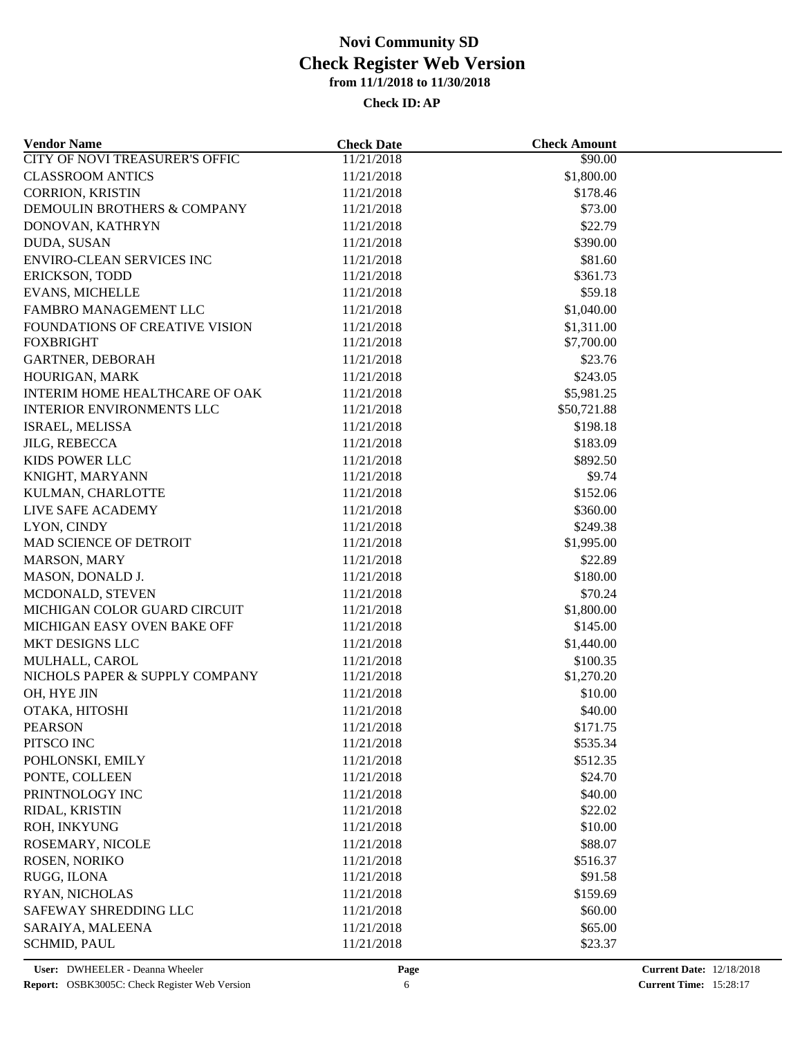# Novi Community SD
## Check Register Web Version
### from 11/1/2018 to 11/30/2018

**Check ID: AP**

| Vendor Name | Check Date | Check Amount |
|---|---|---|
| CITY OF NOVI TREASURER'S OFFIC | 11/21/2018 | \$90.00 |
| CLASSROOM ANTICS | 11/21/2018 | \$1,800.00 |
| CORRION, KRISTIN | 11/21/2018 | \$178.46 |
| DEMOULIN BROTHERS & COMPANY | 11/21/2018 | \$73.00 |
| DONOVAN, KATHRYN | 11/21/2018 | \$22.79 |
| DUDA, SUSAN | 11/21/2018 | \$390.00 |
| ENVIRO-CLEAN SERVICES INC | 11/21/2018 | \$81.60 |
| ERICKSON, TODD | 11/21/2018 | \$361.73 |
| EVANS, MICHELLE | 11/21/2018 | \$59.18 |
| FAMBRO MANAGEMENT LLC | 11/21/2018 | \$1,040.00 |
| FOUNDATIONS OF CREATIVE VISION | 11/21/2018 | \$1,311.00 |
| FOXBRIGHT | 11/21/2018 | \$7,700.00 |
| GARTNER, DEBORAH | 11/21/2018 | \$23.76 |
| HOURIGAN, MARK | 11/21/2018 | \$243.05 |
| INTERIM HOME HEALTHCARE OF OAK | 11/21/2018 | \$5,981.25 |
| INTERIOR ENVIRONMENTS LLC | 11/21/2018 | \$50,721.88 |
| ISRAEL, MELISSA | 11/21/2018 | \$198.18 |
| JILG, REBECCA | 11/21/2018 | \$183.09 |
| KIDS POWER LLC | 11/21/2018 | \$892.50 |
| KNIGHT, MARYANN | 11/21/2018 | \$9.74 |
| KULMAN, CHARLOTTE | 11/21/2018 | \$152.06 |
| LIVE SAFE ACADEMY | 11/21/2018 | \$360.00 |
| LYON, CINDY | 11/21/2018 | \$249.38 |
| MAD SCIENCE OF DETROIT | 11/21/2018 | \$1,995.00 |
| MARSON, MARY | 11/21/2018 | \$22.89 |
| MASON, DONALD J. | 11/21/2018 | \$180.00 |
| MCDONALD, STEVEN | 11/21/2018 | \$70.24 |
| MICHIGAN COLOR GUARD CIRCUIT | 11/21/2018 | \$1,800.00 |
| MICHIGAN EASY OVEN BAKE OFF | 11/21/2018 | \$145.00 |
| MKT DESIGNS LLC | 11/21/2018 | \$1,440.00 |
| MULHALL, CAROL | 11/21/2018 | \$100.35 |
| NICHOLS PAPER & SUPPLY COMPANY | 11/21/2018 | \$1,270.20 |
| OH, HYE JIN | 11/21/2018 | \$10.00 |
| OTAKA, HITOSHI | 11/21/2018 | \$40.00 |
| PEARSON | 11/21/2018 | \$171.75 |
| PITSCO INC | 11/21/2018 | \$535.34 |
| POHLONSKI, EMILY | 11/21/2018 | \$512.35 |
| PONTE, COLLEEN | 11/21/2018 | \$24.70 |
| PRINTNOLOGY INC | 11/21/2018 | \$40.00 |
| RIDAL, KRISTIN | 11/21/2018 | \$22.02 |
| ROH, INKYUNG | 11/21/2018 | \$10.00 |
| ROSEMARY, NICOLE | 11/21/2018 | \$88.07 |
| ROSEN, NORIKO | 11/21/2018 | \$516.37 |
| RUGG, ILONA | 11/21/2018 | \$91.58 |
| RYAN, NICHOLAS | 11/21/2018 | \$159.69 |
| SAFEWAY SHREDDING LLC | 11/21/2018 | \$60.00 |
| SARAIYA, MALEENA | 11/21/2018 | \$65.00 |
| SCHMID, PAUL | 11/21/2018 | \$23.37 |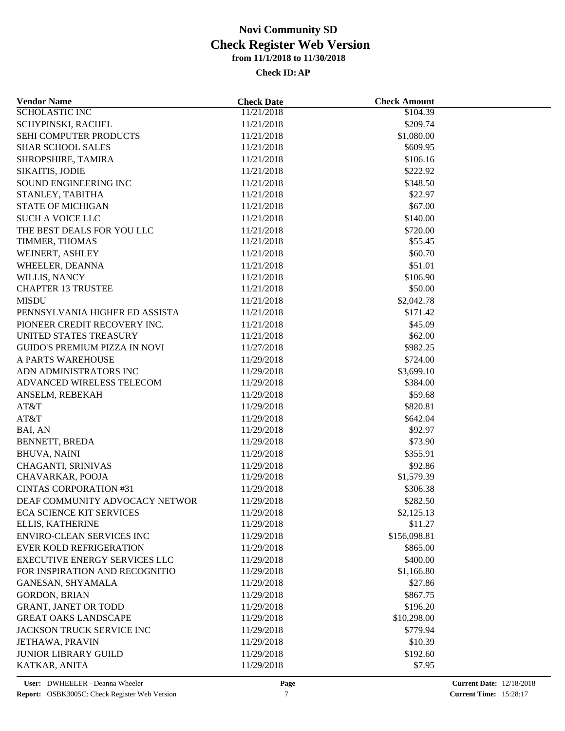# Novi Community SD

## Check Register Web Version

**from 11/1/2018 to 11/30/2018**

**Check ID: AP**

| Vendor Name | Check Date | Check Amount |
|---|---|---|
| SCHOLASTIC INC | 11/21/2018 | $104.39 |
| SCHYPINSKI, RACHEL | 11/21/2018 | $209.74 |
| SEHI COMPUTER PRODUCTS | 11/21/2018 | $1,080.00 |
| SHAR SCHOOL SALES | 11/21/2018 | $609.95 |
| SHROPSHIRE, TAMIRA | 11/21/2018 | $106.16 |
| SIKAITIS, JODIE | 11/21/2018 | $222.92 |
| SOUND ENGINEERING INC | 11/21/2018 | $348.50 |
| STANLEY, TABITHA | 11/21/2018 | $22.97 |
| STATE OF MICHIGAN | 11/21/2018 | $67.00 |
| SUCH A VOICE LLC | 11/21/2018 | $140.00 |
| THE BEST DEALS FOR YOU LLC | 11/21/2018 | $720.00 |
| TIMMER, THOMAS | 11/21/2018 | $55.45 |
| WEINERT, ASHLEY | 11/21/2018 | $60.70 |
| WHEELER, DEANNA | 11/21/2018 | $51.01 |
| WILLIS, NANCY | 11/21/2018 | $106.90 |
| CHAPTER 13 TRUSTEE | 11/21/2018 | $50.00 |
| MISDU | 11/21/2018 | $2,042.78 |
| PENNSYLVANIA HIGHER ED ASSISTA | 11/21/2018 | $171.42 |
| PIONEER CREDIT RECOVERY INC. | 11/21/2018 | $45.09 |
| UNITED STATES TREASURY | 11/21/2018 | $62.00 |
| GUIDO'S PREMIUM PIZZA IN NOVI | 11/27/2018 | $982.25 |
| A PARTS WAREHOUSE | 11/29/2018 | $724.00 |
| ADN ADMINISTRATORS INC | 11/29/2018 | $3,699.10 |
| ADVANCED WIRELESS TELECOM | 11/29/2018 | $384.00 |
| ANSELM, REBEKAH | 11/29/2018 | $59.68 |
| AT&T | 11/29/2018 | $820.81 |
| AT&T | 11/29/2018 | $642.04 |
| BAI, AN | 11/29/2018 | $92.97 |
| BENNETT, BREDA | 11/29/2018 | $73.90 |
| BHUVA, NAINI | 11/29/2018 | $355.91 |
| CHAGANTI, SRINIVAS | 11/29/2018 | $92.86 |
| CHAVARKAR, POOJA | 11/29/2018 | $1,579.39 |
| CINTAS CORPORATION #31 | 11/29/2018 | $306.38 |
| DEAF COMMUNITY ADVOCACY NETWOR | 11/29/2018 | $282.50 |
| ECA SCIENCE KIT SERVICES | 11/29/2018 | $2,125.13 |
| ELLIS, KATHERINE | 11/29/2018 | $11.27 |
| ENVIRO-CLEAN SERVICES INC | 11/29/2018 | $156,098.81 |
| EVER KOLD REFRIGERATION | 11/29/2018 | $865.00 |
| EXECUTIVE ENERGY SERVICES LLC | 11/29/2018 | $400.00 |
| FOR INSPIRATION AND RECOGNITIO | 11/29/2018 | $1,166.80 |
| GANESAN, SHYAMALA | 11/29/2018 | $27.86 |
| GORDON, BRIAN | 11/29/2018 | $867.75 |
| GRANT, JANET OR TODD | 11/29/2018 | $196.20 |
| GREAT OAKS LANDSCAPE | 11/29/2018 | $10,298.00 |
| JACKSON TRUCK SERVICE INC | 11/29/2018 | $779.94 |
| JETHAWA, PRAVIN | 11/29/2018 | $10.39 |
| JUNIOR LIBRARY GUILD | 11/29/2018 | $192.60 |
| KATKAR, ANITA | 11/29/2018 | $7.95 |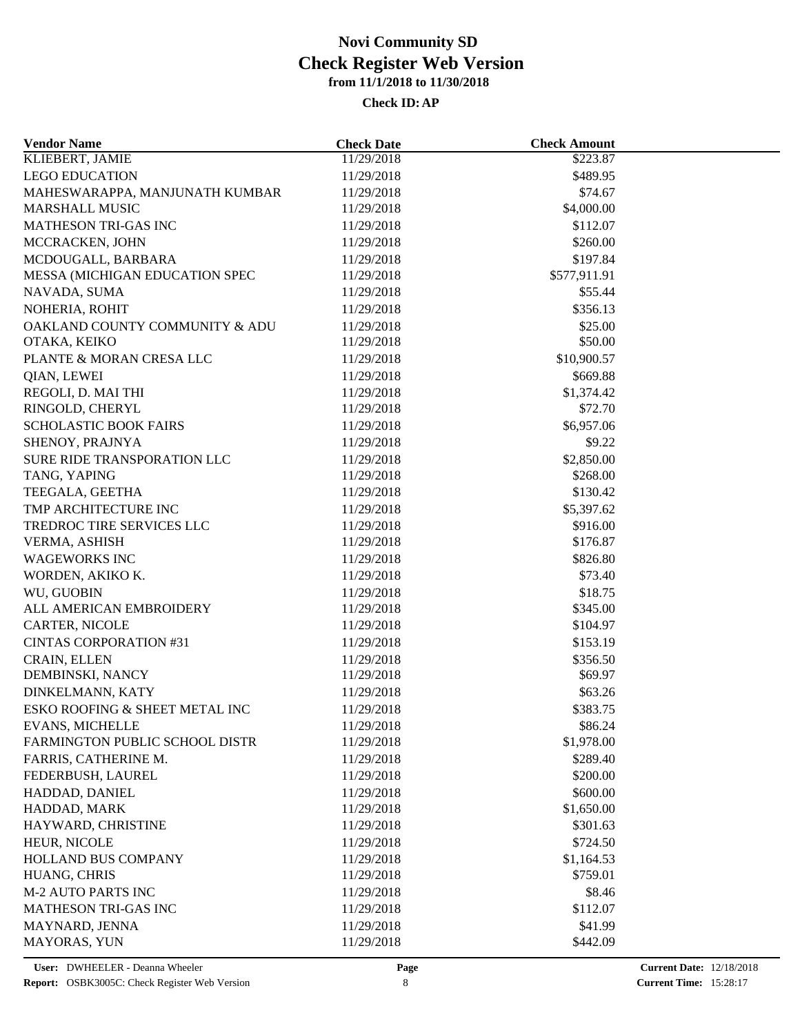# Novi Community SD
# Check Register Web Version
### from 11/1/2018 to 11/30/2018

**Check ID: AP**

| Vendor Name | Check Date | Check Amount |
|---|---|---|
| KLIEBERT, JAMIE | 11/29/2018 | $223.87 |
| LEGO EDUCATION | 11/29/2018 | $489.95 |
| MAHESWARAPPA, MANJUNATH KUMBAR | 11/29/2018 | $74.67 |
| MARSHALL MUSIC | 11/29/2018 | $4,000.00 |
| MATHESON TRI-GAS INC | 11/29/2018 | $112.07 |
| MCCRACKEN, JOHN | 11/29/2018 | $260.00 |
| MCDOUGALL, BARBARA | 11/29/2018 | $197.84 |
| MESSA (MICHIGAN EDUCATION SPEC | 11/29/2018 | $577,911.91 |
| NAVADA, SUMA | 11/29/2018 | $55.44 |
| NOHERIA, ROHIT | 11/29/2018 | $356.13 |
| OAKLAND COUNTY COMMUNITY & ADU | 11/29/2018 | $25.00 |
| OTAKA, KEIKO | 11/29/2018 | $50.00 |
| PLANTE & MORAN CRESA LLC | 11/29/2018 | $10,900.57 |
| QIAN, LEWEI | 11/29/2018 | $669.88 |
| REGOLI, D. MAI THI | 11/29/2018 | $1,374.42 |
| RINGOLD, CHERYL | 11/29/2018 | $72.70 |
| SCHOLASTIC BOOK FAIRS | 11/29/2018 | $6,957.06 |
| SHENOY, PRAJNYA | 11/29/2018 | $9.22 |
| SURE RIDE TRANSPORATION LLC | 11/29/2018 | $2,850.00 |
| TANG, YAPING | 11/29/2018 | $268.00 |
| TEEGALA, GEETHA | 11/29/2018 | $130.42 |
| TMP ARCHITECTURE INC | 11/29/2018 | $5,397.62 |
| TREDROC TIRE SERVICES LLC | 11/29/2018 | $916.00 |
| VERMA, ASHISH | 11/29/2018 | $176.87 |
| WAGEWORKS INC | 11/29/2018 | $826.80 |
| WORDEN, AKIKO K. | 11/29/2018 | $73.40 |
| WU, GUOBIN | 11/29/2018 | $18.75 |
| ALL AMERICAN EMBROIDERY | 11/29/2018 | $345.00 |
| CARTER, NICOLE | 11/29/2018 | $104.97 |
| CINTAS CORPORATION #31 | 11/29/2018 | $153.19 |
| CRAIN, ELLEN | 11/29/2018 | $356.50 |
| DEMBINSKI, NANCY | 11/29/2018 | $69.97 |
| DINKELMANN, KATY | 11/29/2018 | $63.26 |
| ESKO ROOFING & SHEET METAL INC | 11/29/2018 | $383.75 |
| EVANS, MICHELLE | 11/29/2018 | $86.24 |
| FARMINGTON PUBLIC SCHOOL DISTR | 11/29/2018 | $1,978.00 |
| FARRIS, CATHERINE M. | 11/29/2018 | $289.40 |
| FEDERBUSH, LAUREL | 11/29/2018 | $200.00 |
| HADDAD, DANIEL | 11/29/2018 | $600.00 |
| HADDAD, MARK | 11/29/2018 | $1,650.00 |
| HAYWARD, CHRISTINE | 11/29/2018 | $301.63 |
| HEUR, NICOLE | 11/29/2018 | $724.50 |
| HOLLAND BUS COMPANY | 11/29/2018 | $1,164.53 |
| HUANG, CHRIS | 11/29/2018 | $759.01 |
| M-2 AUTO PARTS INC | 11/29/2018 | $8.46 |
| MATHESON TRI-GAS INC | 11/29/2018 | $112.07 |
| MAYNARD, JENNA | 11/29/2018 | $41.99 |
| MAYORAS, YUN | 11/29/2018 | $442.09 |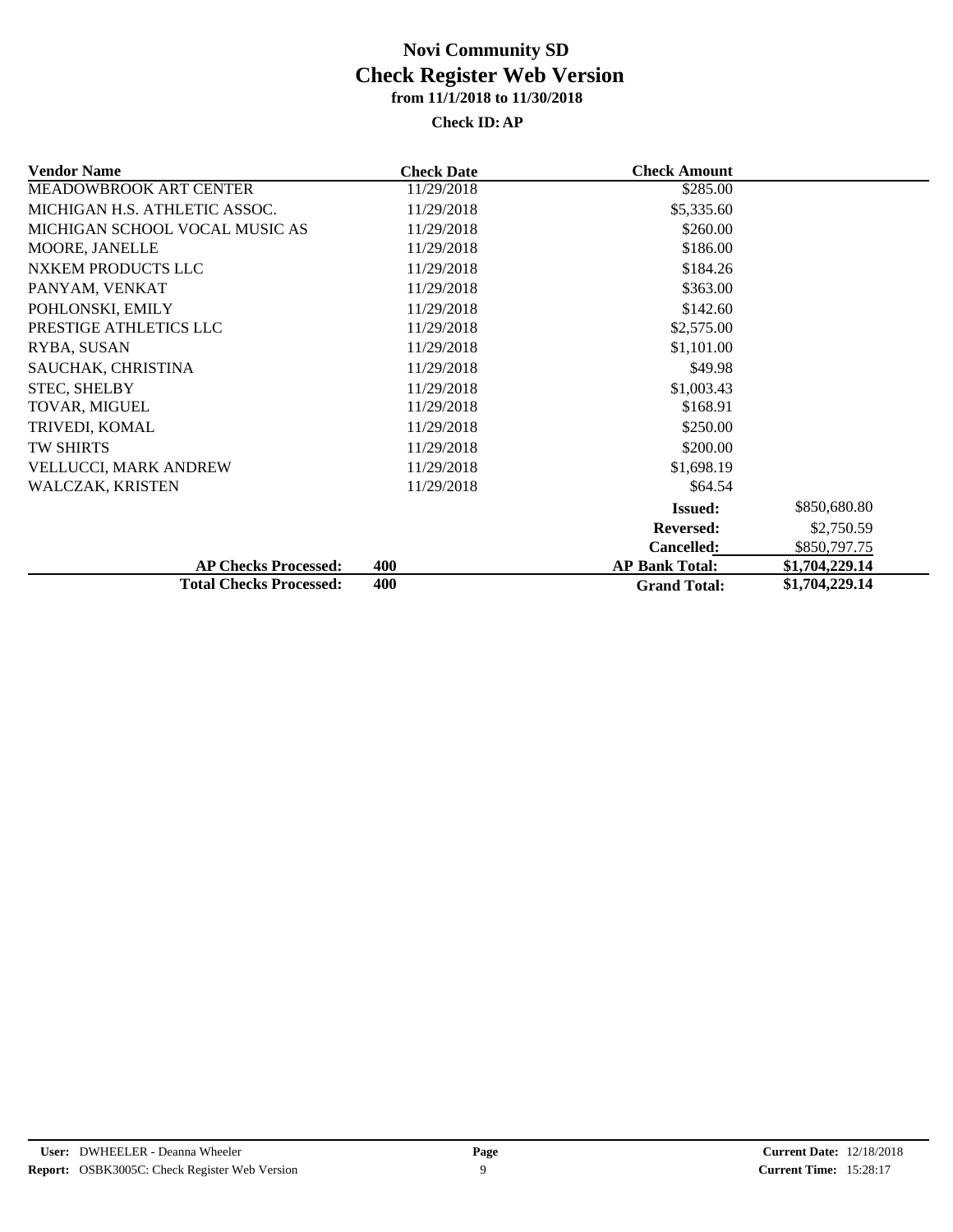# Novi Community SD

## Check Register Web Version

### from 11/1/2018 to 11/30/2018

**Check ID: AP**

| Vendor Name | Check Date | Check Amount | |
|---|---|---|---|
| MEADOWBROOK ART CENTER | 11/29/2018 | $285.00 | |
| MICHIGAN H.S. ATHLETIC ASSOC. | 11/29/2018 | $5,335.60 | |
| MICHIGAN SCHOOL VOCAL MUSIC AS | 11/29/2018 | $260.00 | |
| MOORE, JANELLE | 11/29/2018 | $186.00 | |
| NXKEM PRODUCTS LLC | 11/29/2018 | $184.26 | |
| PANYAM, VENKAT | 11/29/2018 | $363.00 | |
| POHLONSKI, EMILY | 11/29/2018 | $142.60 | |
| PRESTIGE ATHLETICS LLC | 11/29/2018 | $2,575.00 | |
| RYBA, SUSAN | 11/29/2018 | $1,101.00 | |
| SAUCHAK, CHRISTINA | 11/29/2018 | $49.98 | |
| STEC, SHELBY | 11/29/2018 | $1,003.43 | |
| TOVAR, MIGUEL | 11/29/2018 | $168.91 | |
| TRIVEDI, KOMAL | 11/29/2018 | $250.00 | |
| TW SHIRTS | 11/29/2018 | $200.00 | |
| VELLUCCI, MARK ANDREW | 11/29/2018 | $1,698.19 | |
| WALCZAK, KRISTEN | 11/29/2018 | $64.54 | |
| | | **Issued:** | $850,680.80 |
| | | **Reversed:** | $2,750.59 |
| | | **Cancelled:** | $850,797.75 |
| **AP Checks Processed:** | **400** | **AP Bank Total:** | **$1,704,229.14** |
| **Total Checks Processed:** | **400** | **Grand Total:** | **$1,704,229.14** |

**User:** DWHEELER - Deanna Wheeler
**Report:** OSBK3005C: Check Register Web Version
**Current Date:** 12/18/2018
**Current Time:** 15:28:17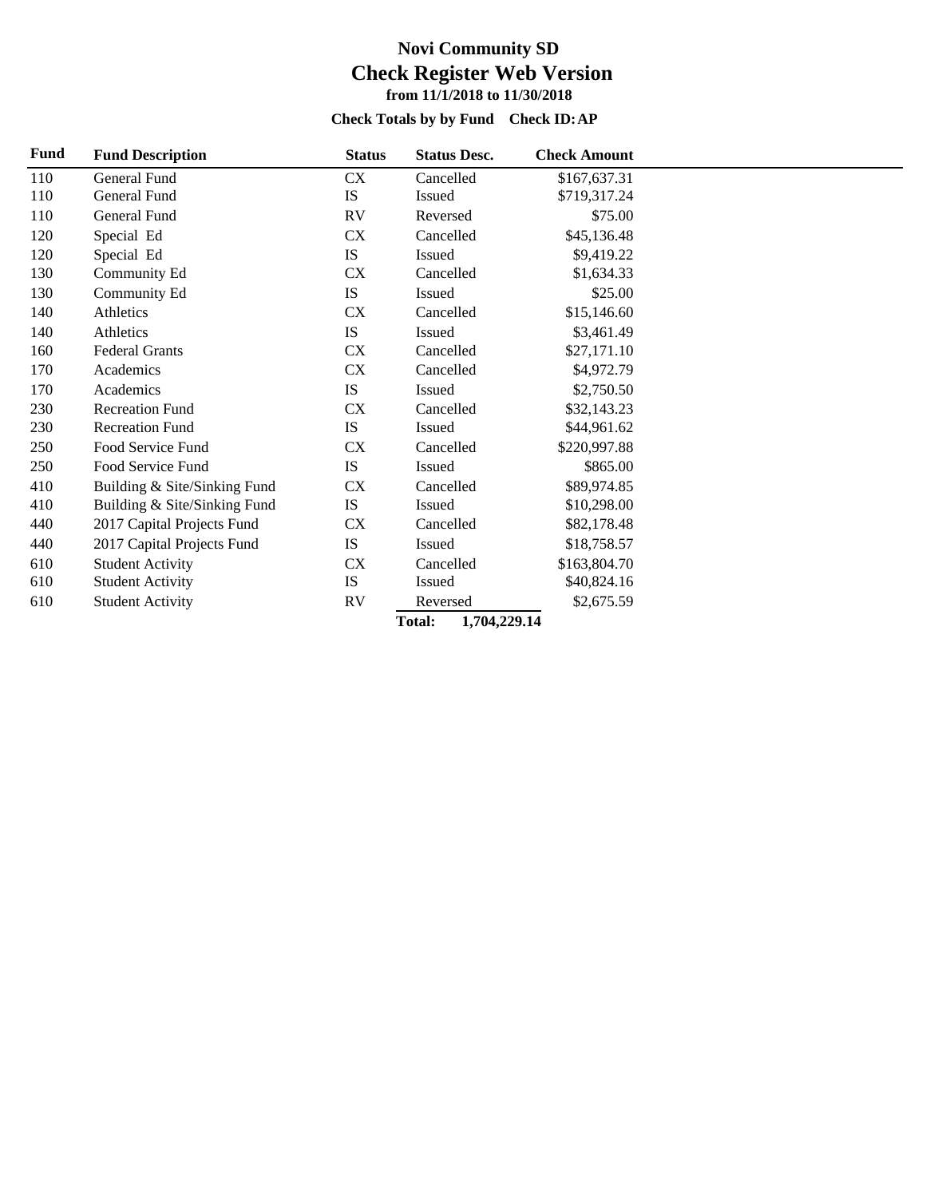# Novi Community SD
## Check Register Web Version
### from 11/1/2018 to 11/30/2018

**Check Totals by by Fund    Check ID: AP**

| Fund | Fund Description | Status | Status Desc. | Check Amount |
|---|---|---|---|---|
| 110 | General Fund | CX | Cancelled | $167,637.31 |
| 110 | General Fund | IS | Issued | $719,317.24 |
| 110 | General Fund | RV | Reversed | $75.00 |
| 120 | Special Ed | CX | Cancelled | $45,136.48 |
| 120 | Special Ed | IS | Issued | $9,419.22 |
| 130 | Community Ed | CX | Cancelled | $1,634.33 |
| 130 | Community Ed | IS | Issued | $25.00 |
| 140 | Athletics | CX | Cancelled | $15,146.60 |
| 140 | Athletics | IS | Issued | $3,461.49 |
| 160 | Federal Grants | CX | Cancelled | $27,171.10 |
| 170 | Academics | CX | Cancelled | $4,972.79 |
| 170 | Academics | IS | Issued | $2,750.50 |
| 230 | Recreation Fund | CX | Cancelled | $32,143.23 |
| 230 | Recreation Fund | IS | Issued | $44,961.62 |
| 250 | Food Service Fund | CX | Cancelled | $220,997.88 |
| 250 | Food Service Fund | IS | Issued | $865.00 |
| 410 | Building & Site/Sinking Fund | CX | Cancelled | $89,974.85 |
| 410 | Building & Site/Sinking Fund | IS | Issued | $10,298.00 |
| 440 | 2017 Capital Projects Fund | CX | Cancelled | $82,178.48 |
| 440 | 2017 Capital Projects Fund | IS | Issued | $18,758.57 |
| 610 | Student Activity | CX | Cancelled | $163,804.70 |
| 610 | Student Activity | IS | Issued | $40,824.16 |
| 610 | Student Activity | RV | Reversed | $2,675.59 |
| | | | **Total:** | **1,704,229.14** |